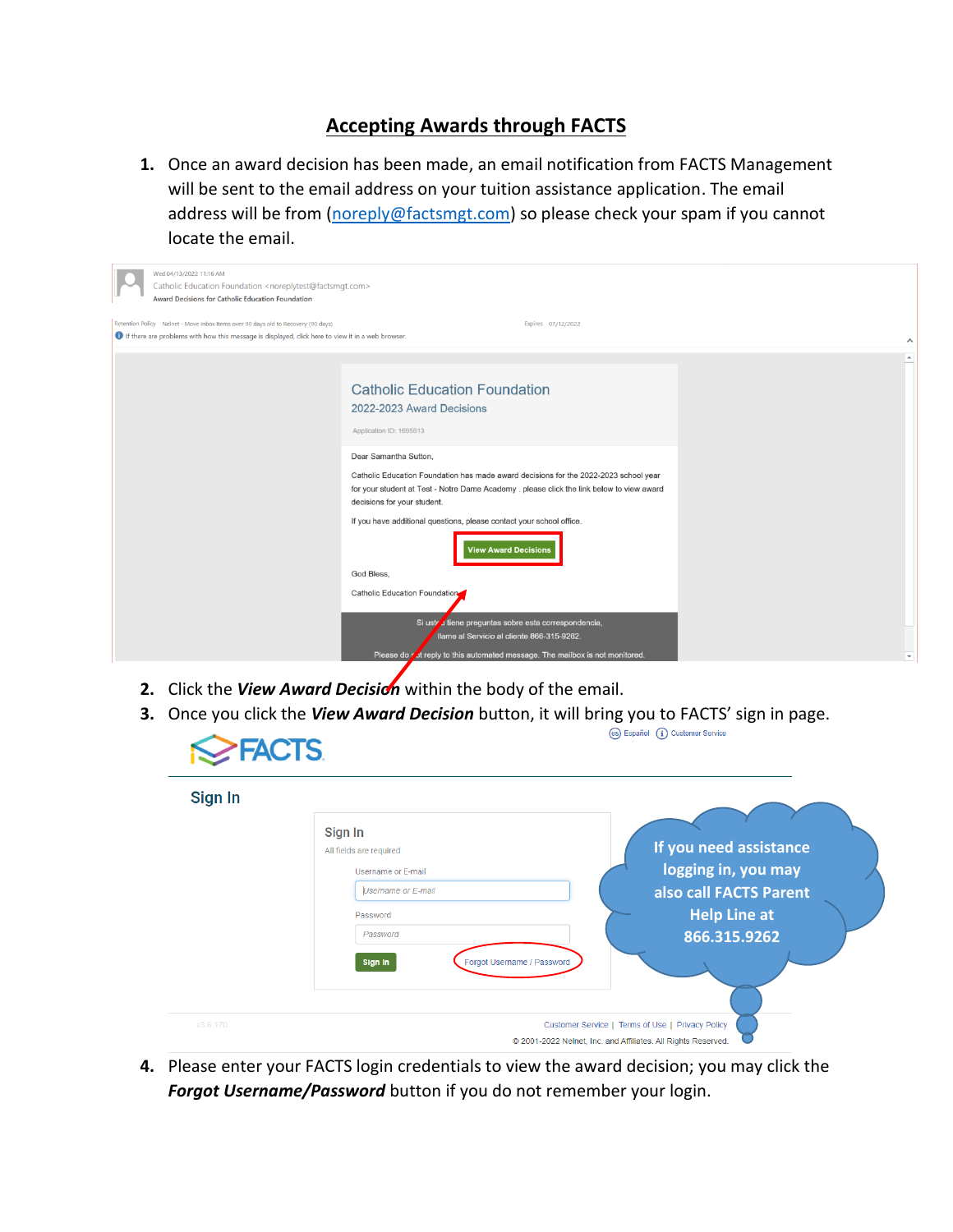# Accepting Awards through FACTS

1. Once an award decision has been made, an email notification from FACTS Management will be sent to the email address on your tuition assistance application. The email address will be from (noreply@factsmgt.com) so please check your spam if you cannot locate the email.

2. Click the ***View Award Decision*** within the body of the email.
3. Once you click the ***View Award Decision*** button, it will bring you to FACTS' sign in page.

4. Please enter your FACTS login credentials to view the award decision; you may click the ***Forgot Username/Password*** button if you do not remember your login.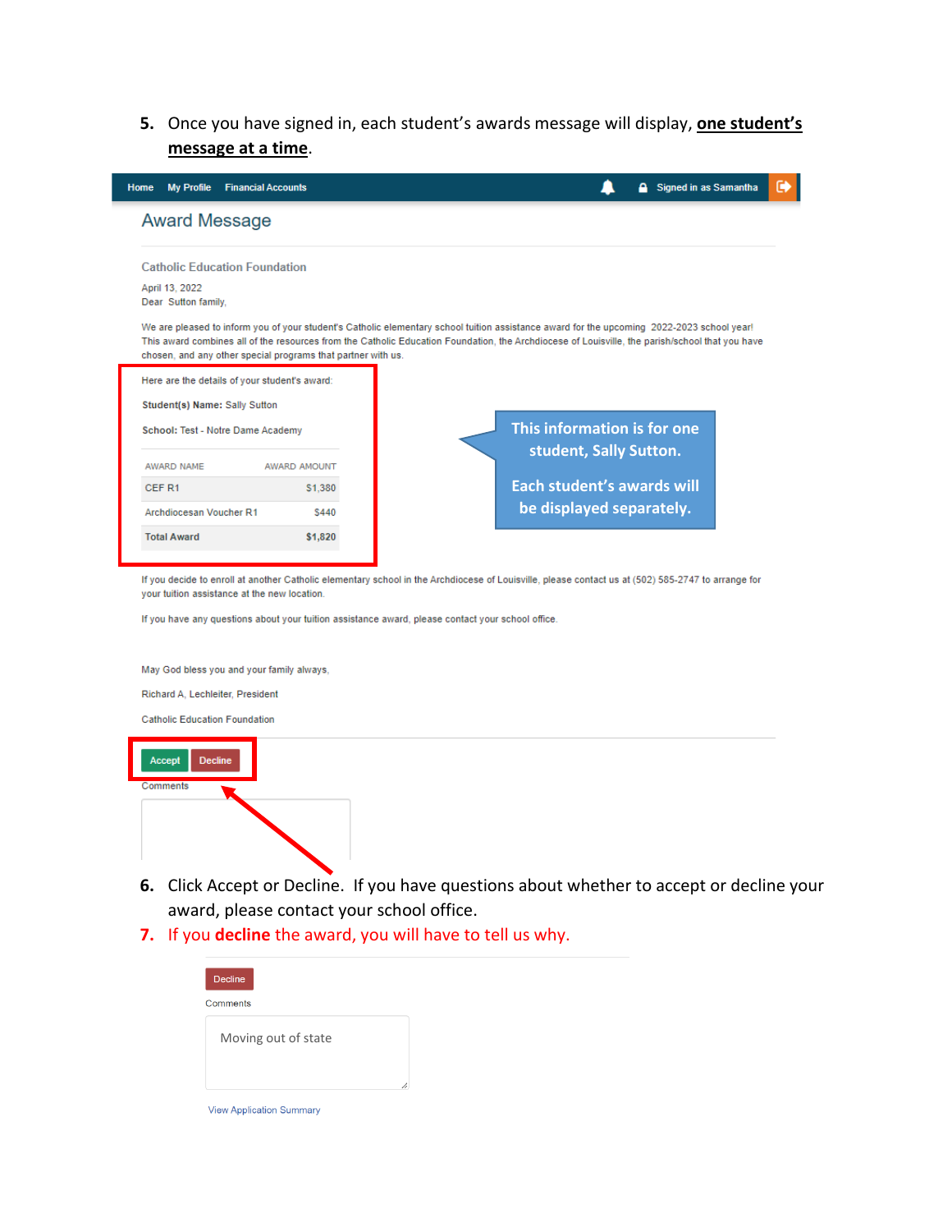5. Once you have signed in, each student's awards message will display, **one student's message at a time**.

Home | My Profile | Financial Accounts | Signed in as Samantha

## Award Message

Catholic Education Foundation

April 13, 2022

Dear Sutton family,

We are pleased to inform you of your student's Catholic elementary school tuition assistance award for the upcoming 2022-2023 school year! This award combines all of the resources from the Catholic Education Foundation, the Archdiocese of Louisville, the parish/school that you have chosen, and any other special programs that partner with us.

Here are the details of your student's award:

**Student(s) Name:** Sally Sutton

**School:** Test - Notre Dame Academy

| AWARD NAME | AWARD AMOUNT |
| --- | --- |
| CEF R1 | $1,380 |
| Archdiocesan Voucher R1 | $440 |
| **Total Award** | **$1,820** |

**This information is for one student, Sally Sutton.**

**Each student's awards will be displayed separately.**

If you decide to enroll at another Catholic elementary school in the Archdiocese of Louisville, please contact us at (502) 585-2747 to arrange for your tuition assistance at the new location.

If you have any questions about your tuition assistance award, please contact your school office.

May God bless you and your family always,

Richard A. Lechleiter, President

Catholic Education Foundation

Accept | Decline

Comments

6. Click Accept or Decline. If you have questions about whether to accept or decline your award, please contact your school office.
7. If you **decline** the award, you will have to tell us why.

Decline

Comments

Moving out of state

View Application Summary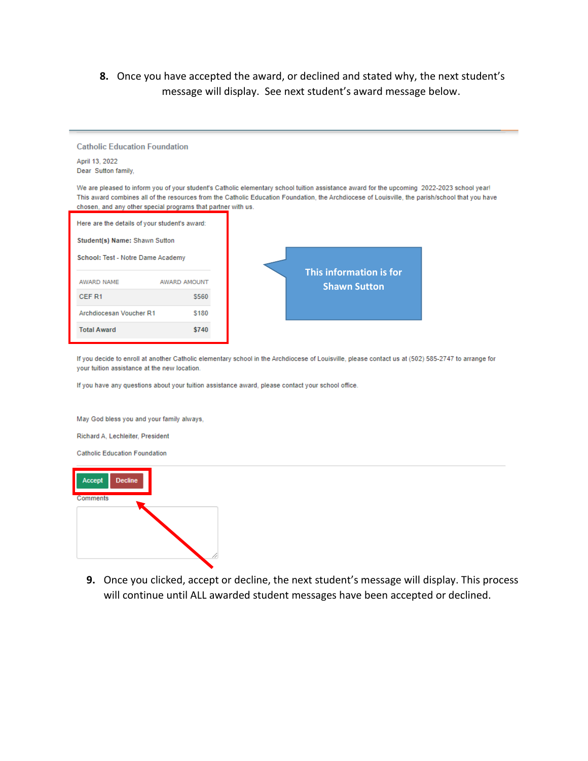8. Once you have accepted the award, or declined and stated why, the next student's message will display. See next student's award message below.

Catholic Education Foundation

April 13, 2022

Dear Sutton family,

We are pleased to inform you of your student's Catholic elementary school tuition assistance award for the upcoming 2022-2023 school year! This award combines all of the resources from the Catholic Education Foundation, the Archdiocese of Louisville, the parish/school that you have chosen, and any other special programs that partner with us.

Here are the details of your student's award:

**Student(s) Name:** Shawn Sutton

**School:** Test - Notre Dame Academy

| AWARD NAME | AWARD AMOUNT |
|---|---|
| CEF R1 | $560 |
| Archdiocesan Voucher R1 | $180 |
| **Total Award** | **$740** |

This information is for Shawn Sutton

If you decide to enroll at another Catholic elementary school in the Archdiocese of Louisville, please contact us at (502) 585-2747 to arrange for your tuition assistance at the new location.

If you have any questions about your tuition assistance award, please contact your school office.

May God bless you and your family always,

Richard A. Lechleiter, President

Catholic Education Foundation

Accept | Decline

Comments

9. Once you clicked, accept or decline, the next student's message will display. This process will continue until ALL awarded student messages have been accepted or declined.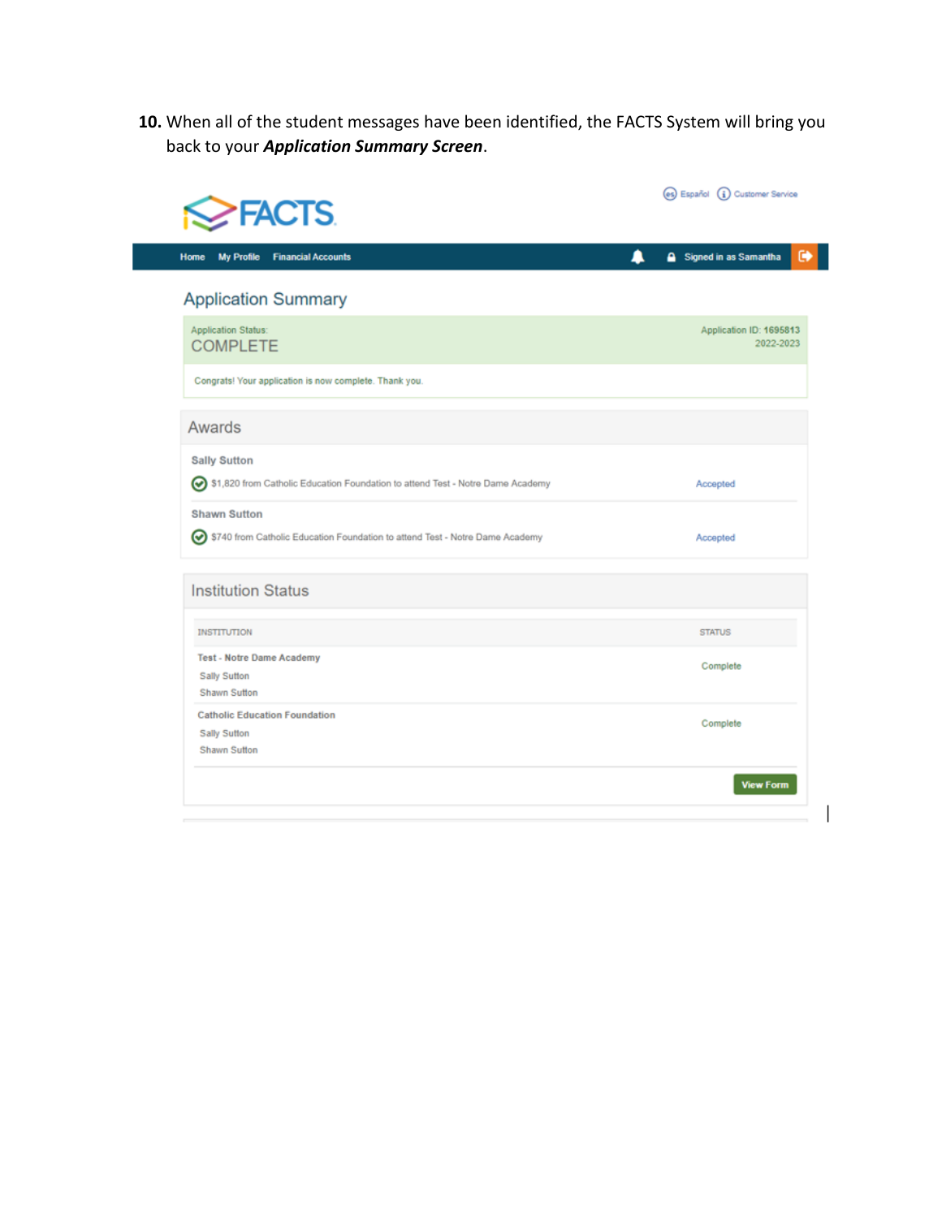**10.** When all of the student messages have been identified, the FACTS System will bring you back to your ***Application Summary Screen***.

Español Customer Service

FACTS

Home My Profile Financial Accounts Signed in as Samantha

## Application Summary

Application Status:
COMPLETE

Application ID: 1695813
2022-2023

Congrats! Your application is now complete. Thank you.

### Awards

**Sally Sutton**

$1,820 from Catholic Education Foundation to attend Test - Notre Dame Academy — Accepted

**Shawn Sutton**

$740 from Catholic Education Foundation to attend Test - Notre Dame Academy — Accepted

### Institution Status

| INSTITUTION | STATUS |
| --- | --- |
| **Test - Notre Dame Academy**<br>Sally Sutton<br>Shawn Sutton | Complete |
| **Catholic Education Foundation**<br>Sally Sutton<br>Shawn Sutton | Complete |

View Form